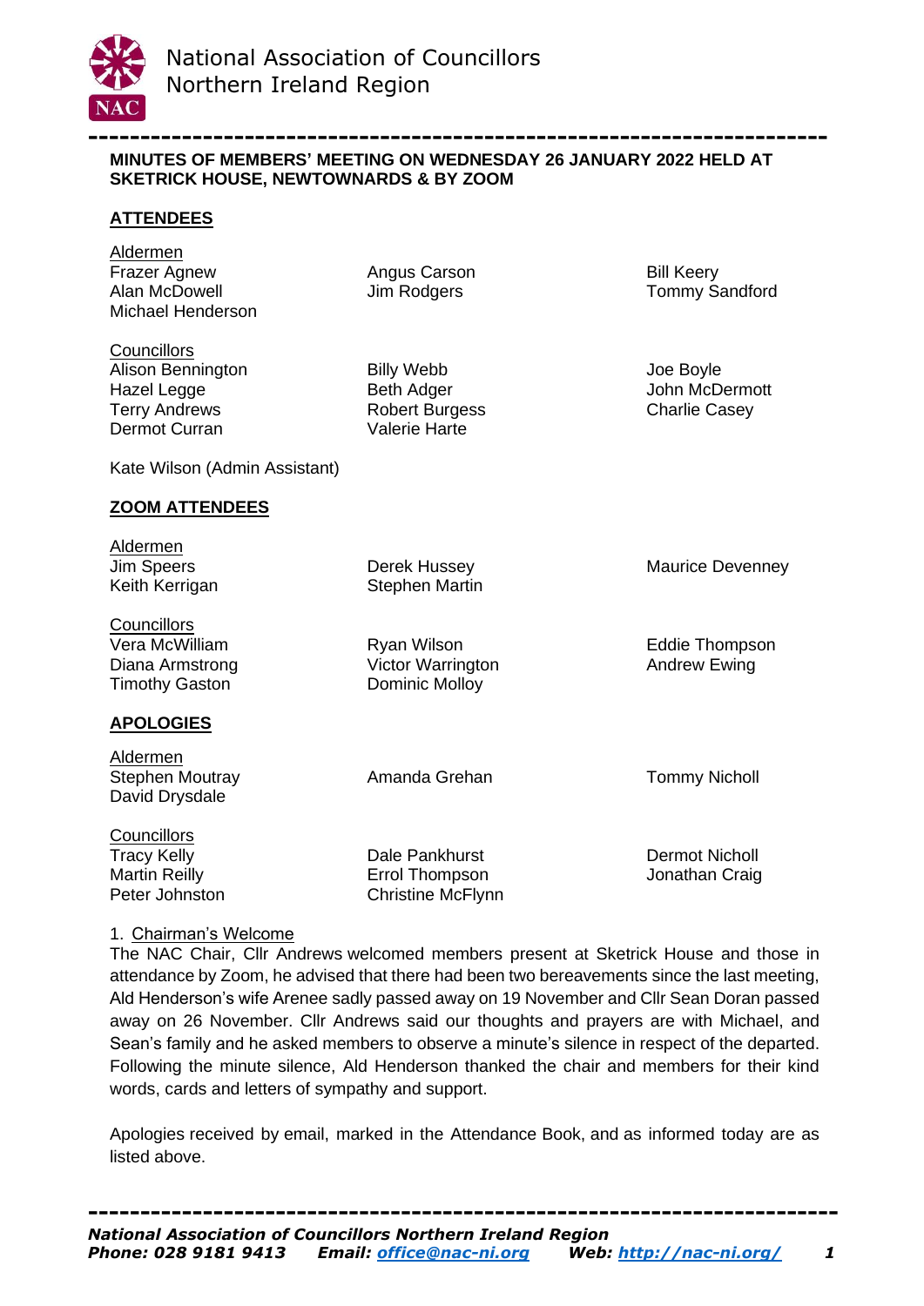# National Association of Councillors
## Northern Ireland Region

**MINUTES OF MEMBERS' MEETING ON WEDNESDAY 26 JANUARY 2022 HELD AT SKETRICK HOUSE, NEWTOWNARDS & BY ZOOM**

### ATTENDEES

Aldermen
Frazer Agnew
Alan McDowell
Michael Henderson
Angus Carson
Jim Rodgers
Bill Keery
Tommy Sandford

Councillors
Alison Bennington
Hazel Legge
Terry Andrews
Dermot Curran
Billy Webb
Beth Adger
Robert Burgess
Valerie Harte
Joe Boyle
John McDermott
Charlie Casey

Kate Wilson (Admin Assistant)

### ZOOM ATTENDEES

Aldermen
Jim Speers
Keith Kerrigan
Derek Hussey
Stephen Martin
Maurice Devenney

Councillors
Vera McWilliam
Diana Armstrong
Timothy Gaston
Ryan Wilson
Victor Warrington
Dominic Molloy
Eddie Thompson
Andrew Ewing

### APOLOGIES

Aldermen
Stephen Moutray
David Drysdale
Amanda Grehan
Tommy Nicholl

Councillors
Tracy Kelly
Martin Reilly
Peter Johnston
Dale Pankhurst
Errol Thompson
Christine McFlynn
Dermot Nicholl
Jonathan Craig

1. Chairman's Welcome

The NAC Chair, Cllr Andrews welcomed members present at Sketrick House and those in attendance by Zoom, he advised that there had been two bereavements since the last meeting, Ald Henderson's wife Arenee sadly passed away on 19 November and Cllr Sean Doran passed away on 26 November. Cllr Andrews said our thoughts and prayers are with Michael, and Sean's family and he asked members to observe a minute's silence in respect of the departed. Following the minute silence, Ald Henderson thanked the chair and members for their kind words, cards and letters of sympathy and support.

Apologies received by email, marked in the Attendance Book, and as informed today are as listed above.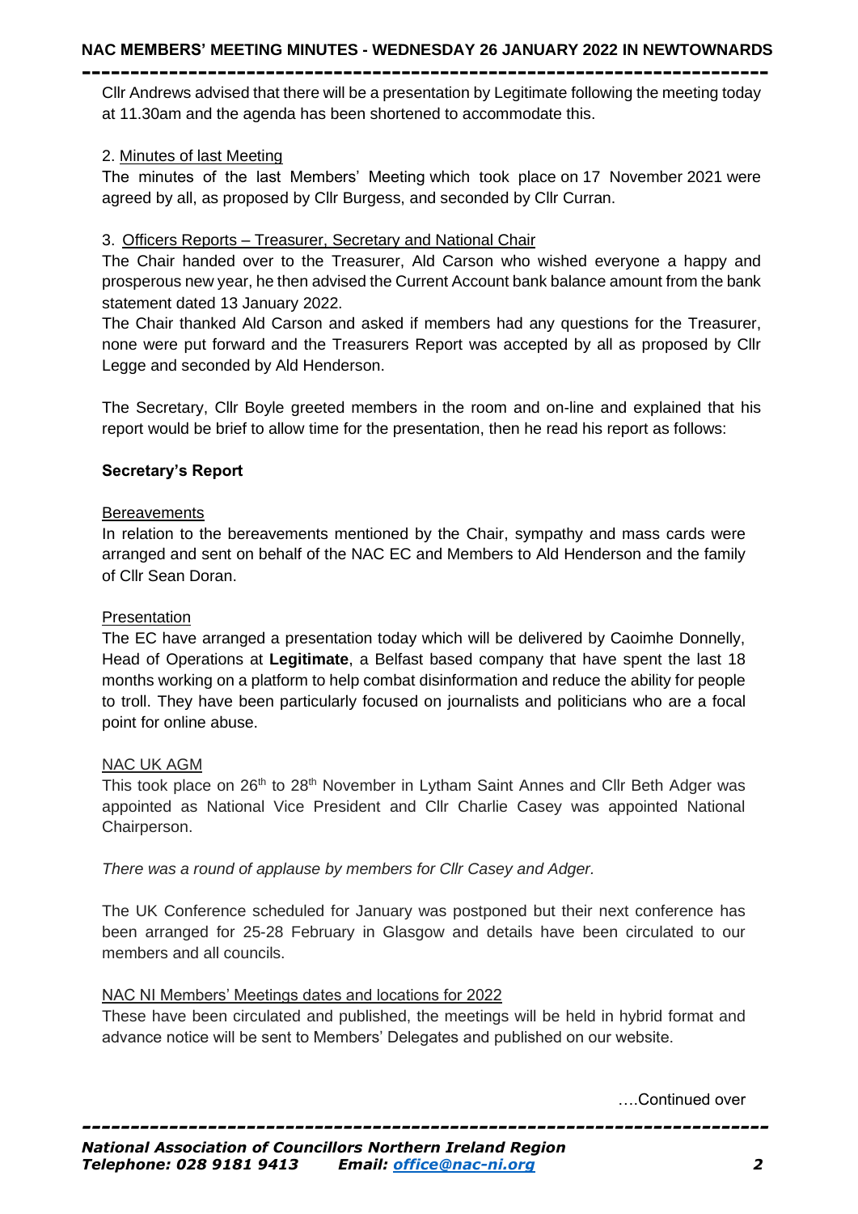Cllr Andrews advised that there will be a presentation by Legitimate following the meeting today at 11.30am and the agenda has been shortened to accommodate this.

2. Minutes of last Meeting

The minutes of the last Members' Meeting which took place on 17 November 2021 were agreed by all, as proposed by Cllr Burgess, and seconded by Cllr Curran.

3. Officers Reports – Treasurer, Secretary and National Chair

The Chair handed over to the Treasurer, Ald Carson who wished everyone a happy and prosperous new year, he then advised the Current Account bank balance amount from the bank statement dated 13 January 2022.

The Chair thanked Ald Carson and asked if members had any questions for the Treasurer, none were put forward and the Treasurers Report was accepted by all as proposed by Cllr Legge and seconded by Ald Henderson.

The Secretary, Cllr Boyle greeted members in the room and on-line and explained that his report would be brief to allow time for the presentation, then he read his report as follows:

**Secretary's Report**

Bereavements

In relation to the bereavements mentioned by the Chair, sympathy and mass cards were arranged and sent on behalf of the NAC EC and Members to Ald Henderson and the family of Cllr Sean Doran.

Presentation

The EC have arranged a presentation today which will be delivered by Caoimhe Donnelly, Head of Operations at **Legitimate**, a Belfast based company that have spent the last 18 months working on a platform to help combat disinformation and reduce the ability for people to troll. They have been particularly focused on journalists and politicians who are a focal point for online abuse.

NAC UK AGM

This took place on 26th to 28th November in Lytham Saint Annes and Cllr Beth Adger was appointed as National Vice President and Cllr Charlie Casey was appointed National Chairperson.

*There was a round of applause by members for Cllr Casey and Adger.*

The UK Conference scheduled for January was postponed but their next conference has been arranged for 25-28 February in Glasgow and details have been circulated to our members and all councils.

NAC NI Members' Meetings dates and locations for 2022

These have been circulated and published, the meetings will be held in hybrid format and advance notice will be sent to Members' Delegates and published on our website.

….Continued over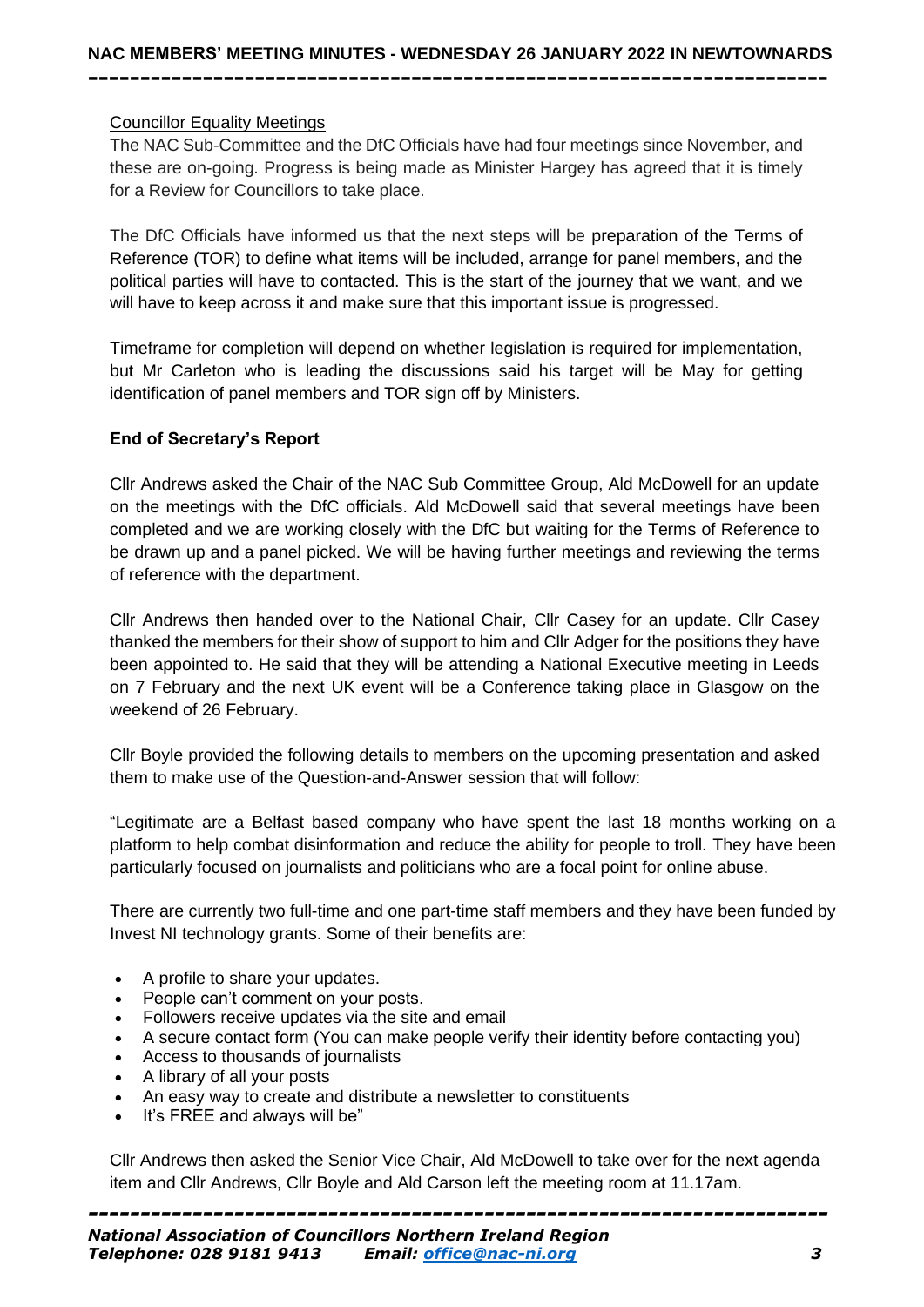Councillor Equality Meetings

The NAC Sub-Committee and the DfC Officials have had four meetings since November, and these are on-going. Progress is being made as Minister Hargey has agreed that it is timely for a Review for Councillors to take place.

The DfC Officials have informed us that the next steps will be preparation of the Terms of Reference (TOR) to define what items will be included, arrange for panel members, and the political parties will have to contacted. This is the start of the journey that we want, and we will have to keep across it and make sure that this important issue is progressed.

Timeframe for completion will depend on whether legislation is required for implementation, but Mr Carleton who is leading the discussions said his target will be May for getting identification of panel members and TOR sign off by Ministers.

**End of Secretary's Report**

Cllr Andrews asked the Chair of the NAC Sub Committee Group, Ald McDowell for an update on the meetings with the DfC officials. Ald McDowell said that several meetings have been completed and we are working closely with the DfC but waiting for the Terms of Reference to be drawn up and a panel picked. We will be having further meetings and reviewing the terms of reference with the department.

Cllr Andrews then handed over to the National Chair, Cllr Casey for an update. Cllr Casey thanked the members for their show of support to him and Cllr Adger for the positions they have been appointed to. He said that they will be attending a National Executive meeting in Leeds on 7 February and the next UK event will be a Conference taking place in Glasgow on the weekend of 26 February.

Cllr Boyle provided the following details to members on the upcoming presentation and asked them to make use of the Question-and-Answer session that will follow:

"Legitimate are a Belfast based company who have spent the last 18 months working on a platform to help combat disinformation and reduce the ability for people to troll. They have been particularly focused on journalists and politicians who are a focal point for online abuse.

There are currently two full-time and one part-time staff members and they have been funded by Invest NI technology grants. Some of their benefits are:

- A profile to share your updates.
- People can't comment on your posts.
- Followers receive updates via the site and email
- A secure contact form (You can make people verify their identity before contacting you)
- Access to thousands of journalists
- A library of all your posts
- An easy way to create and distribute a newsletter to constituents
- It's FREE and always will be"

Cllr Andrews then asked the Senior Vice Chair, Ald McDowell to take over for the next agenda item and Cllr Andrews, Cllr Boyle and Ald Carson left the meeting room at 11.17am.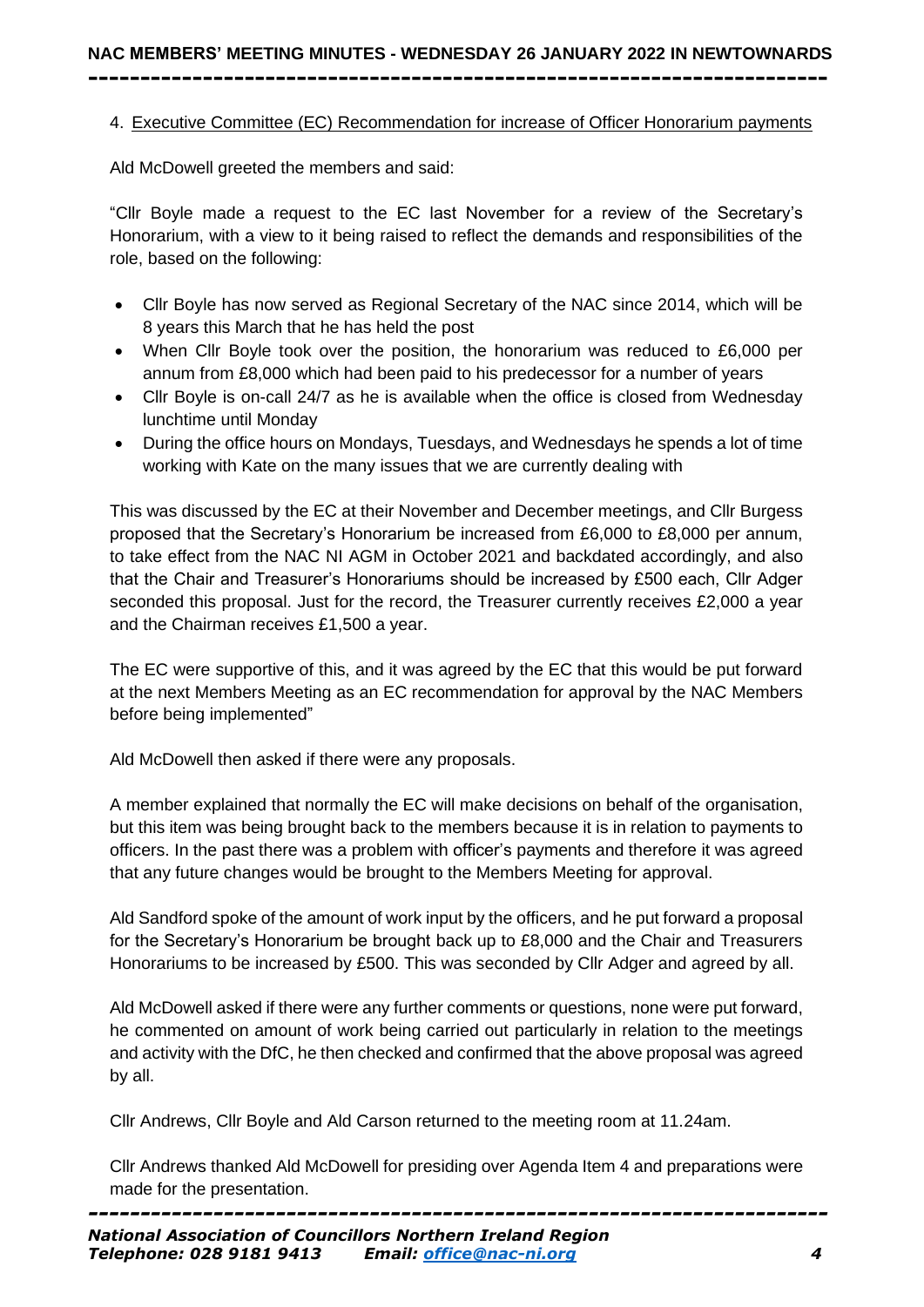4. Executive Committee (EC) Recommendation for increase of Officer Honorarium payments

Ald McDowell greeted the members and said:

"Cllr Boyle made a request to the EC last November for a review of the Secretary's Honorarium, with a view to it being raised to reflect the demands and responsibilities of the role, based on the following:

- Cllr Boyle has now served as Regional Secretary of the NAC since 2014, which will be 8 years this March that he has held the post
- When Cllr Boyle took over the position, the honorarium was reduced to £6,000 per annum from £8,000 which had been paid to his predecessor for a number of years
- Cllr Boyle is on-call 24/7 as he is available when the office is closed from Wednesday lunchtime until Monday
- During the office hours on Mondays, Tuesdays, and Wednesdays he spends a lot of time working with Kate on the many issues that we are currently dealing with

This was discussed by the EC at their November and December meetings, and Cllr Burgess proposed that the Secretary's Honorarium be increased from £6,000 to £8,000 per annum, to take effect from the NAC NI AGM in October 2021 and backdated accordingly, and also that the Chair and Treasurer's Honorariums should be increased by £500 each, Cllr Adger seconded this proposal. Just for the record, the Treasurer currently receives £2,000 a year and the Chairman receives £1,500 a year.

The EC were supportive of this, and it was agreed by the EC that this would be put forward at the next Members Meeting as an EC recommendation for approval by the NAC Members before being implemented"

Ald McDowell then asked if there were any proposals.

A member explained that normally the EC will make decisions on behalf of the organisation, but this item was being brought back to the members because it is in relation to payments to officers. In the past there was a problem with officer's payments and therefore it was agreed that any future changes would be brought to the Members Meeting for approval.

Ald Sandford spoke of the amount of work input by the officers, and he put forward a proposal for the Secretary's Honorarium be brought back up to £8,000 and the Chair and Treasurers Honorariums to be increased by £500. This was seconded by Cllr Adger and agreed by all.

Ald McDowell asked if there were any further comments or questions, none were put forward, he commented on amount of work being carried out particularly in relation to the meetings and activity with the DfC, he then checked and confirmed that the above proposal was agreed by all.

Cllr Andrews, Cllr Boyle and Ald Carson returned to the meeting room at 11.24am.

Cllr Andrews thanked Ald McDowell for presiding over Agenda Item 4 and preparations were made for the presentation.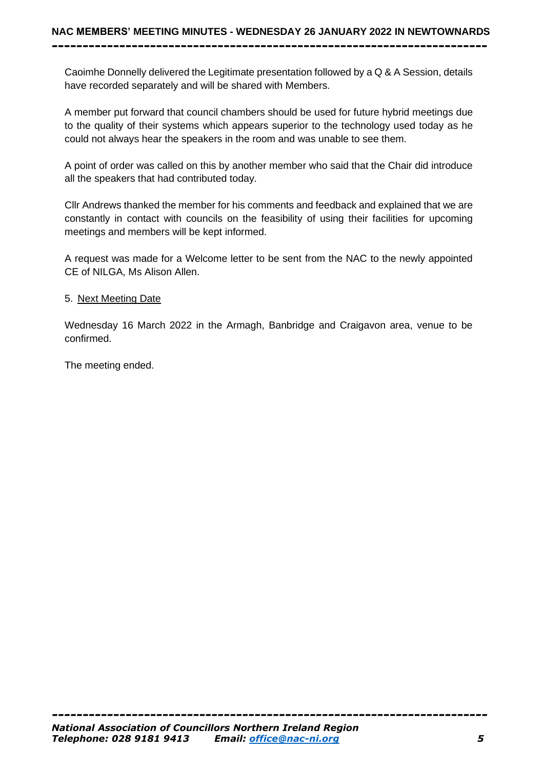Caoimhe Donnelly delivered the Legitimate presentation followed by a Q & A Session, details have recorded separately and will be shared with Members.

A member put forward that council chambers should be used for future hybrid meetings due to the quality of their systems which appears superior to the technology used today as he could not always hear the speakers in the room and was unable to see them.

A point of order was called on this by another member who said that the Chair did introduce all the speakers that had contributed today.

Cllr Andrews thanked the member for his comments and feedback and explained that we are constantly in contact with councils on the feasibility of using their facilities for upcoming meetings and members will be kept informed.

A request was made for a Welcome letter to be sent from the NAC to the newly appointed CE of NILGA, Ms Alison Allen.

5. Next Meeting Date

Wednesday 16 March 2022 in the Armagh, Banbridge and Craigavon area, venue to be confirmed.

The meeting ended.